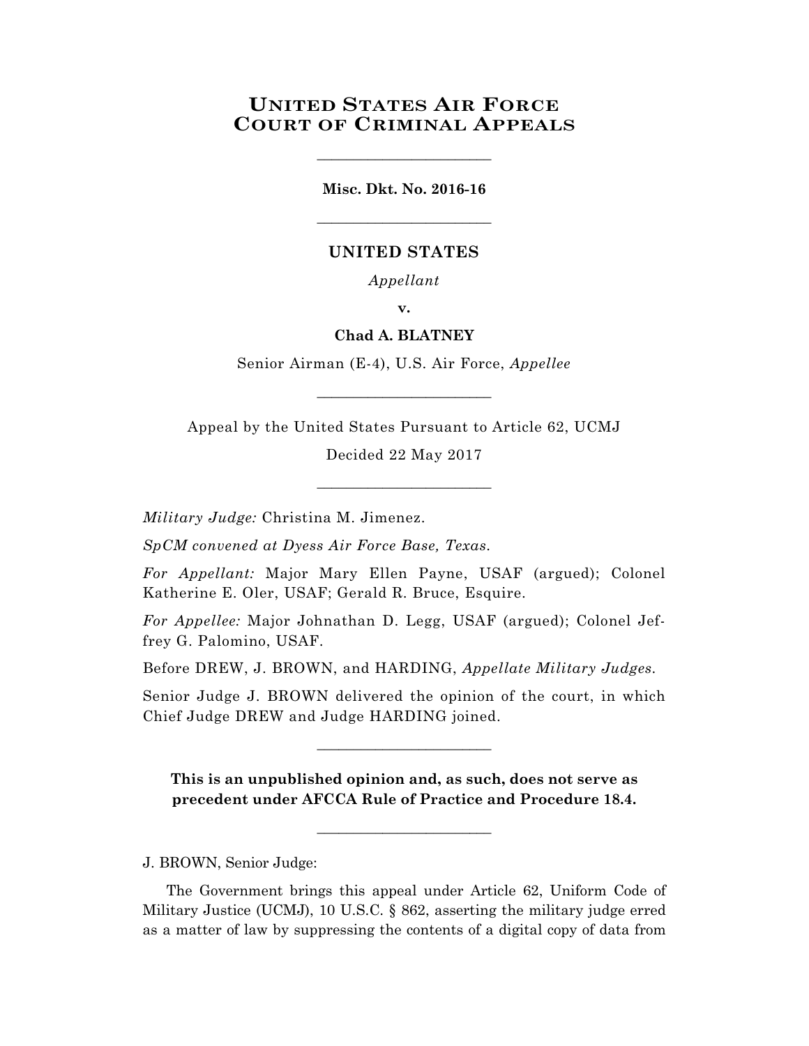# United States Air Force Court of Criminal Appeals

\_\_\_\_\_\_\_\_\_\_\_\_\_\_\_\_\_\_\_\_\_\_\_\_

**Misc. Dkt. No. 2016-16**

\_\_\_\_\_\_\_\_\_\_\_\_\_\_\_\_\_\_\_\_\_\_\_\_

**UNITED STATES**

*Appellant*

**v.**

**Chad A. BLATNEY**

Senior Airman (E-4), U.S. Air Force, *Appellee*

\_\_\_\_\_\_\_\_\_\_\_\_\_\_\_\_\_\_\_\_\_\_\_\_

Appeal by the United States Pursuant to Article 62, UCMJ

Decided 22 May 2017

\_\_\_\_\_\_\_\_\_\_\_\_\_\_\_\_\_\_\_\_\_\_\_\_

*Military Judge:* Christina M. Jimenez.

*SpCM convened at Dyess Air Force Base, Texas.*

*For Appellant:* Major Mary Ellen Payne, USAF (argued); Colonel Katherine E. Oler, USAF; Gerald R. Bruce, Esquire.

*For Appellee:* Major Johnathan D. Legg, USAF (argued); Colonel Jeffrey G. Palomino, USAF.

Before DREW, J. BROWN, and HARDING, *Appellate Military Judges.*

Senior Judge J. BROWN delivered the opinion of the court, in which Chief Judge DREW and Judge HARDING joined.

\_\_\_\_\_\_\_\_\_\_\_\_\_\_\_\_\_\_\_\_\_\_\_\_

**This is an unpublished opinion and, as such, does not serve as precedent under AFCCA Rule of Practice and Procedure 18.4.**

\_\_\_\_\_\_\_\_\_\_\_\_\_\_\_\_\_\_\_\_\_\_\_\_

J. BROWN, Senior Judge:

The Government brings this appeal under Article 62, Uniform Code of Military Justice (UCMJ), 10 U.S.C. § 862, asserting the military judge erred as a matter of law by suppressing the contents of a digital copy of data from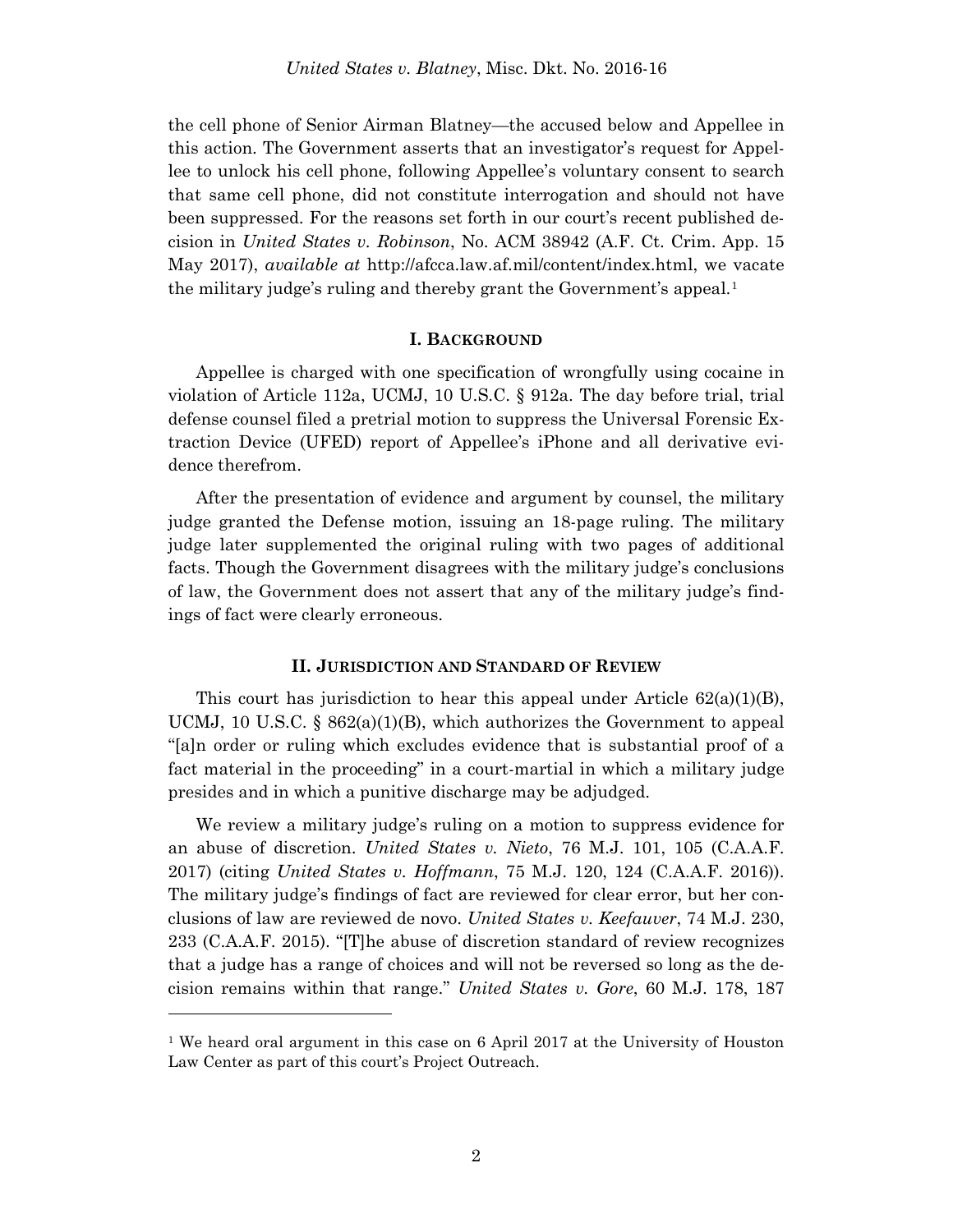the cell phone of Senior Airman Blatney—the accused below and Appellee in this action. The Government asserts that an investigator's request for Appellee to unlock his cell phone, following Appellee's voluntary consent to search that same cell phone, did not constitute interrogation and should not have been suppressed. For the reasons set forth in our court's recent published decision in *United States v. Robinson*, No. ACM 38942 (A.F. Ct. Crim. App. 15 May 2017), *available at* http://afcca.law.af.mil/content/index.html, we vacate the military judge's ruling and thereby grant the Government's appeal.[1]

## I. BACKGROUND

Appellee is charged with one specification of wrongfully using cocaine in violation of Article 112a, UCMJ, 10 U.S.C. § 912a. The day before trial, trial defense counsel filed a pretrial motion to suppress the Universal Forensic Extraction Device (UFED) report of Appellee's iPhone and all derivative evidence therefrom.

After the presentation of evidence and argument by counsel, the military judge granted the Defense motion, issuing an 18-page ruling. The military judge later supplemented the original ruling with two pages of additional facts. Though the Government disagrees with the military judge's conclusions of law, the Government does not assert that any of the military judge's findings of fact were clearly erroneous.

## II. JURISDICTION AND STANDARD OF REVIEW

This court has jurisdiction to hear this appeal under Article 62(a)(1)(B), UCMJ, 10 U.S.C. § 862(a)(1)(B), which authorizes the Government to appeal "[a]n order or ruling which excludes evidence that is substantial proof of a fact material in the proceeding" in a court-martial in which a military judge presides and in which a punitive discharge may be adjudged.

We review a military judge's ruling on a motion to suppress evidence for an abuse of discretion. *United States v. Nieto*, 76 M.J. 101, 105 (C.A.A.F. 2017) (citing *United States v. Hoffmann*, 75 M.J. 120, 124 (C.A.A.F. 2016)). The military judge's findings of fact are reviewed for clear error, but her conclusions of law are reviewed de novo. *United States v. Keefauver*, 74 M.J. 230, 233 (C.A.A.F. 2015). "[T]he abuse of discretion standard of review recognizes that a judge has a range of choices and will not be reversed so long as the decision remains within that range." *United States v. Gore*, 60 M.J. 178, 187

---

[1] We heard oral argument in this case on 6 April 2017 at the University of Houston Law Center as part of this court's Project Outreach.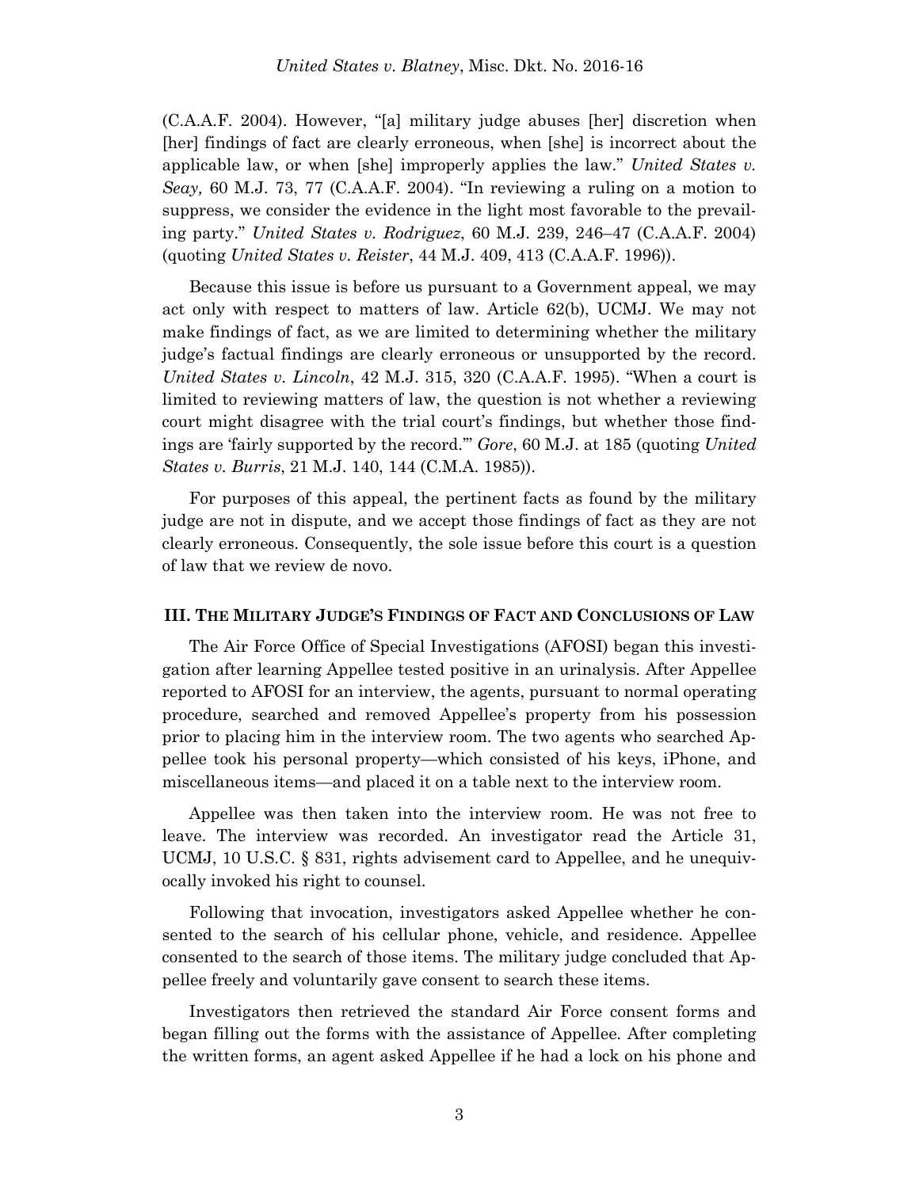(C.A.A.F. 2004). However, "[a] military judge abuses [her] discretion when [her] findings of fact are clearly erroneous, when [she] is incorrect about the applicable law, or when [she] improperly applies the law." *United States v. Seay,* 60 M.J. 73, 77 (C.A.A.F. 2004). "In reviewing a ruling on a motion to suppress, we consider the evidence in the light most favorable to the prevailing party." *United States v. Rodriguez*, 60 M.J. 239, 246–47 (C.A.A.F. 2004) (quoting *United States v. Reister*, 44 M.J. 409, 413 (C.A.A.F. 1996)).

Because this issue is before us pursuant to a Government appeal, we may act only with respect to matters of law. Article 62(b), UCMJ. We may not make findings of fact, as we are limited to determining whether the military judge's factual findings are clearly erroneous or unsupported by the record. *United States v. Lincoln*, 42 M.J. 315, 320 (C.A.A.F. 1995). "When a court is limited to reviewing matters of law, the question is not whether a reviewing court might disagree with the trial court's findings, but whether those findings are 'fairly supported by the record.'" *Gore*, 60 M.J. at 185 (quoting *United States v. Burris*, 21 M.J. 140, 144 (C.M.A. 1985)).

For purposes of this appeal, the pertinent facts as found by the military judge are not in dispute, and we accept those findings of fact as they are not clearly erroneous. Consequently, the sole issue before this court is a question of law that we review de novo.

## III. THE MILITARY JUDGE'S FINDINGS OF FACT AND CONCLUSIONS OF LAW

The Air Force Office of Special Investigations (AFOSI) began this investigation after learning Appellee tested positive in an urinalysis. After Appellee reported to AFOSI for an interview, the agents, pursuant to normal operating procedure, searched and removed Appellee's property from his possession prior to placing him in the interview room. The two agents who searched Appellee took his personal property—which consisted of his keys, iPhone, and miscellaneous items—and placed it on a table next to the interview room.

Appellee was then taken into the interview room. He was not free to leave. The interview was recorded. An investigator read the Article 31, UCMJ, 10 U.S.C. § 831, rights advisement card to Appellee, and he unequivocally invoked his right to counsel.

Following that invocation, investigators asked Appellee whether he consented to the search of his cellular phone, vehicle, and residence. Appellee consented to the search of those items. The military judge concluded that Appellee freely and voluntarily gave consent to search these items.

Investigators then retrieved the standard Air Force consent forms and began filling out the forms with the assistance of Appellee. After completing the written forms, an agent asked Appellee if he had a lock on his phone and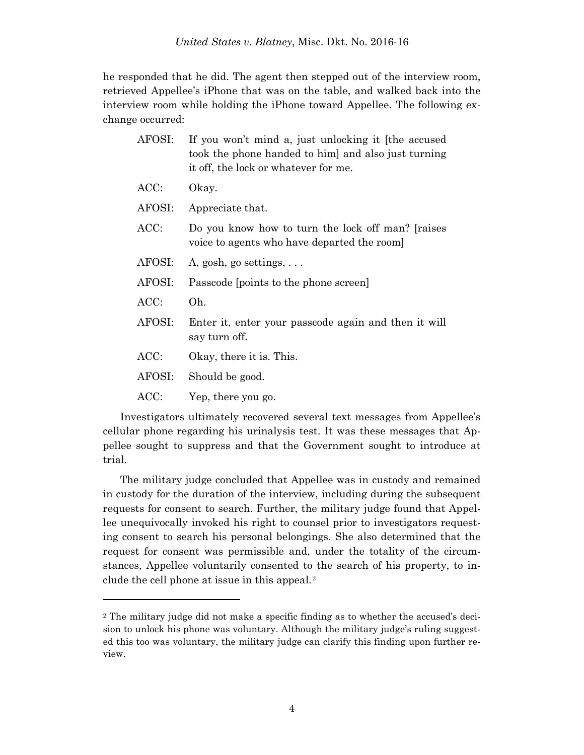he responded that he did. The agent then stepped out of the interview room, retrieved Appellee's iPhone that was on the table, and walked back into the interview room while holding the iPhone toward Appellee. The following exchange occurred:

| | |
|---|---|
| AFOSI: | If you won't mind a, just unlocking it [the accused took the phone handed to him] and also just turning it off, the lock or whatever for me. |
| ACC: | Okay. |
| AFOSI: | Appreciate that. |
| ACC: | Do you know how to turn the lock off man? [raises voice to agents who have departed the room] |
| AFOSI: | A, gosh, go settings, . . . |
| AFOSI: | Passcode [points to the phone screen] |
| ACC: | Oh. |
| AFOSI: | Enter it, enter your passcode again and then it will say turn off. |
| ACC: | Okay, there it is. This. |
| AFOSI: | Should be good. |
| ACC: | Yep, there you go. |

Investigators ultimately recovered several text messages from Appellee's cellular phone regarding his urinalysis test. It was these messages that Appellee sought to suppress and that the Government sought to introduce at trial.

The military judge concluded that Appellee was in custody and remained in custody for the duration of the interview, including during the subsequent requests for consent to search. Further, the military judge found that Appellee unequivocally invoked his right to counsel prior to investigators requesting consent to search his personal belongings. She also determined that the request for consent was permissible and, under the totality of the circumstances, Appellee voluntarily consented to the search of his property, to include the cell phone at issue in this appeal.[2]

---

[2] The military judge did not make a specific finding as to whether the accused's decision to unlock his phone was voluntary. Although the military judge's ruling suggested this too was voluntary, the military judge can clarify this finding upon further review.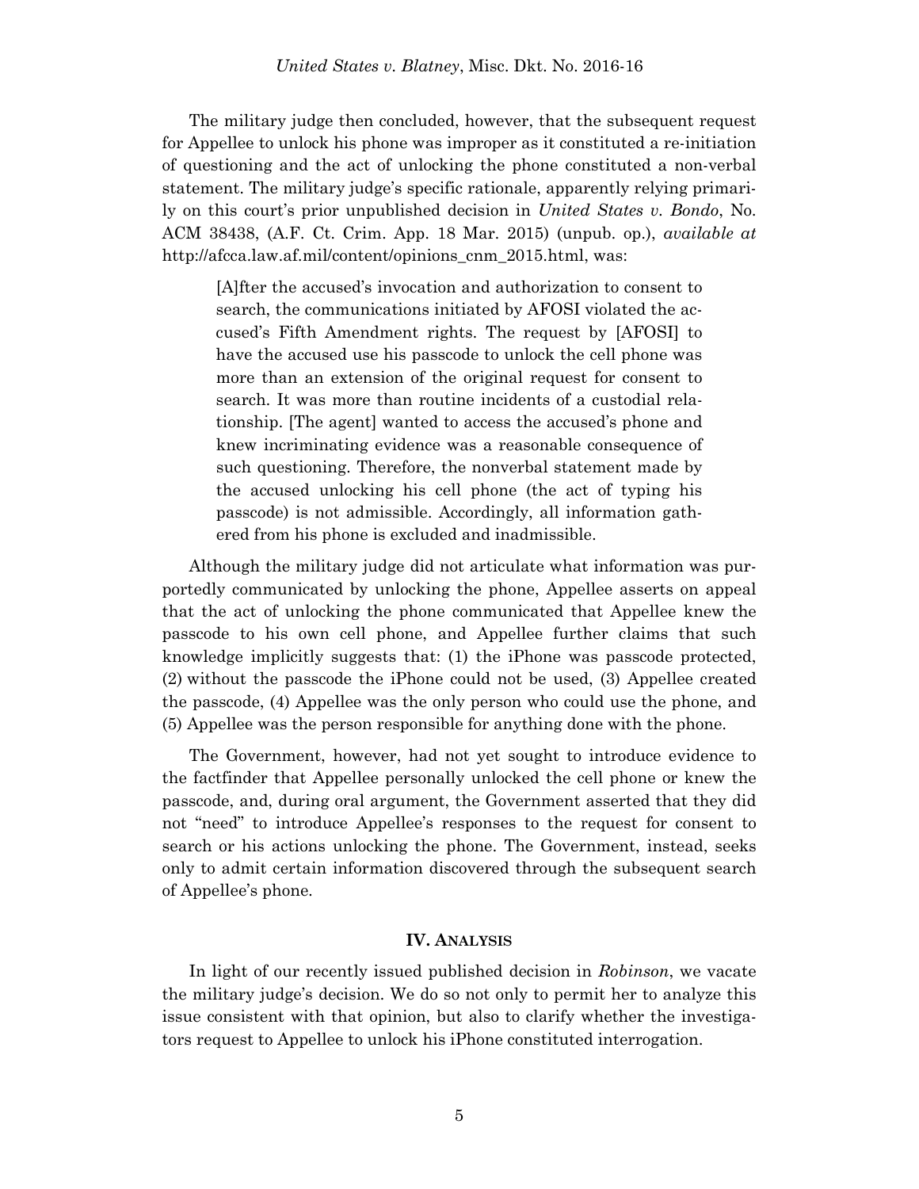The military judge then concluded, however, that the subsequent request for Appellee to unlock his phone was improper as it constituted a re-initiation of questioning and the act of unlocking the phone constituted a non-verbal statement. The military judge's specific rationale, apparently relying primarily on this court's prior unpublished decision in *United States v. Bondo*, No. ACM 38438, (A.F. Ct. Crim. App. 18 Mar. 2015) (unpub. op.), *available at* http://afcca.law.af.mil/content/opinions_cnm_2015.html, was:

> [A]fter the accused's invocation and authorization to consent to search, the communications initiated by AFOSI violated the accused's Fifth Amendment rights. The request by [AFOSI] to have the accused use his passcode to unlock the cell phone was more than an extension of the original request for consent to search. It was more than routine incidents of a custodial relationship. [The agent] wanted to access the accused's phone and knew incriminating evidence was a reasonable consequence of such questioning. Therefore, the nonverbal statement made by the accused unlocking his cell phone (the act of typing his passcode) is not admissible. Accordingly, all information gathered from his phone is excluded and inadmissible.

Although the military judge did not articulate what information was purportedly communicated by unlocking the phone, Appellee asserts on appeal that the act of unlocking the phone communicated that Appellee knew the passcode to his own cell phone, and Appellee further claims that such knowledge implicitly suggests that: (1) the iPhone was passcode protected, (2) without the passcode the iPhone could not be used, (3) Appellee created the passcode, (4) Appellee was the only person who could use the phone, and (5) Appellee was the person responsible for anything done with the phone.

The Government, however, had not yet sought to introduce evidence to the factfinder that Appellee personally unlocked the cell phone or knew the passcode, and, during oral argument, the Government asserted that they did not "need" to introduce Appellee's responses to the request for consent to search or his actions unlocking the phone. The Government, instead, seeks only to admit certain information discovered through the subsequent search of Appellee's phone.

## IV. ANALYSIS

In light of our recently issued published decision in *Robinson*, we vacate the military judge's decision. We do so not only to permit her to analyze this issue consistent with that opinion, but also to clarify whether the investigators request to Appellee to unlock his iPhone constituted interrogation.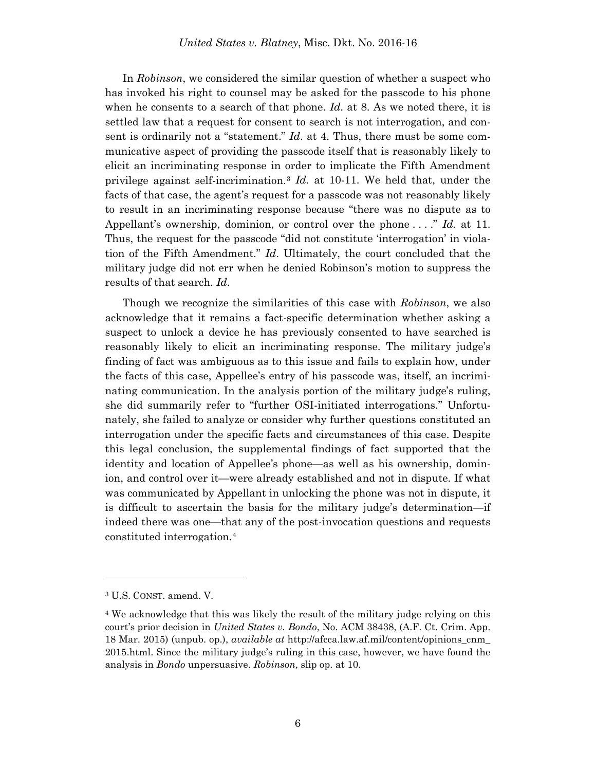In *Robinson*, we considered the similar question of whether a suspect who has invoked his right to counsel may be asked for the passcode to his phone when he consents to a search of that phone. *Id*. at 8. As we noted there, it is settled law that a request for consent to search is not interrogation, and consent is ordinarily not a "statement." *Id*. at 4. Thus, there must be some communicative aspect of providing the passcode itself that is reasonably likely to elicit an incriminating response in order to implicate the Fifth Amendment privilege against self-incrimination.[3] *Id.* at 10-11. We held that, under the facts of that case, the agent's request for a passcode was not reasonably likely to result in an incriminating response because "there was no dispute as to Appellant's ownership, dominion, or control over the phone . . . ." *Id.* at 11. Thus, the request for the passcode "did not constitute 'interrogation' in violation of the Fifth Amendment." *Id*. Ultimately, the court concluded that the military judge did not err when he denied Robinson's motion to suppress the results of that search. *Id*.

Though we recognize the similarities of this case with *Robinson*, we also acknowledge that it remains a fact-specific determination whether asking a suspect to unlock a device he has previously consented to have searched is reasonably likely to elicit an incriminating response. The military judge's finding of fact was ambiguous as to this issue and fails to explain how, under the facts of this case, Appellee's entry of his passcode was, itself, an incriminating communication. In the analysis portion of the military judge's ruling, she did summarily refer to "further OSI-initiated interrogations." Unfortunately, she failed to analyze or consider why further questions constituted an interrogation under the specific facts and circumstances of this case. Despite this legal conclusion, the supplemental findings of fact supported that the identity and location of Appellee's phone—as well as his ownership, dominion, and control over it—were already established and not in dispute. If what was communicated by Appellant in unlocking the phone was not in dispute, it is difficult to ascertain the basis for the military judge's determination—if indeed there was one—that any of the post-invocation questions and requests constituted interrogation.[4]

---

[3] U.S. CONST. amend. V.

[4] We acknowledge that this was likely the result of the military judge relying on this court's prior decision in *United States v. Bondo*, No. ACM 38438, (A.F. Ct. Crim. App. 18 Mar. 2015) (unpub. op.), *available at* http://afcca.law.af.mil/content/opinions_cnm_2015.html. Since the military judge's ruling in this case, however, we have found the analysis in *Bondo* unpersuasive. *Robinson*, slip op. at 10.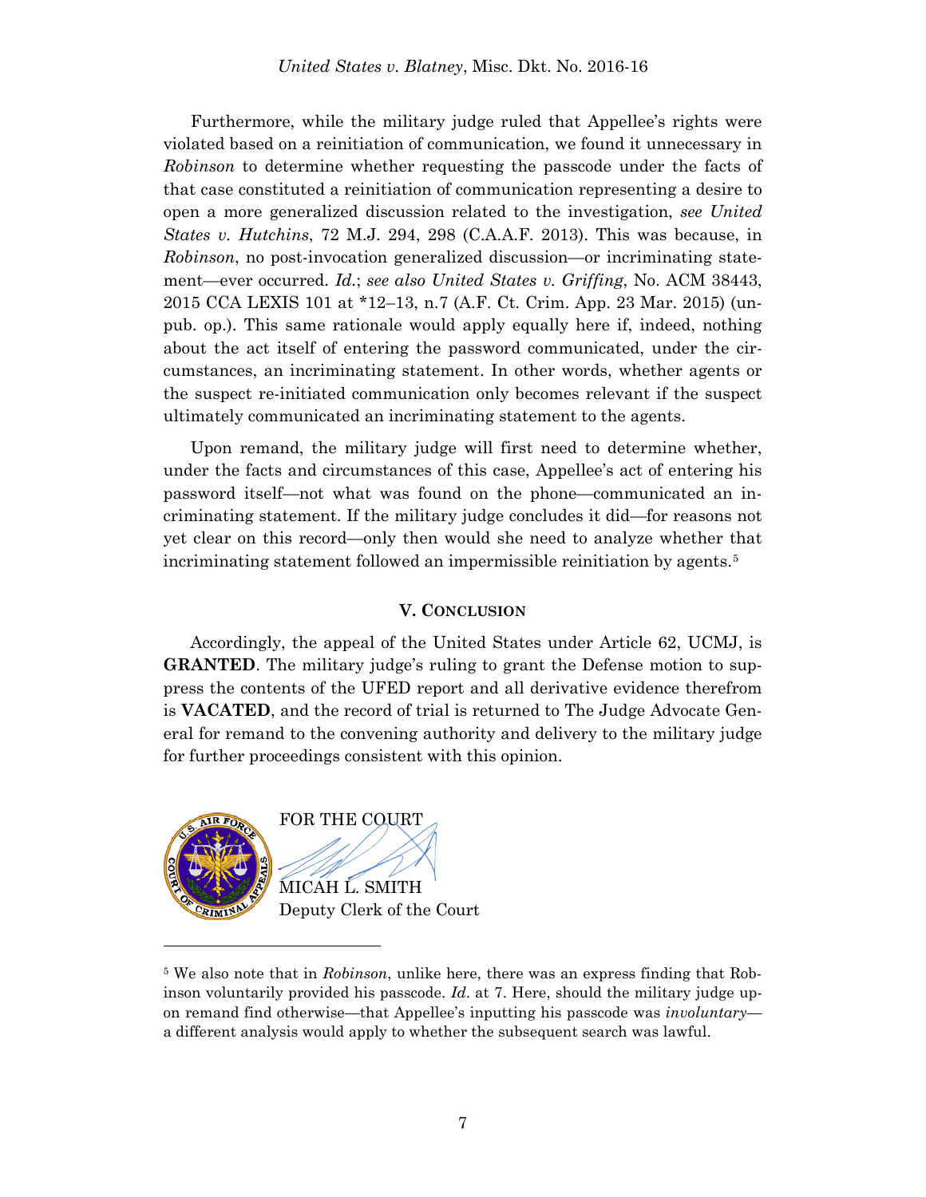Furthermore, while the military judge ruled that Appellee's rights were violated based on a reinitiation of communication, we found it unnecessary in *Robinson* to determine whether requesting the passcode under the facts of that case constituted a reinitiation of communication representing a desire to open a more generalized discussion related to the investigation, *see United States v. Hutchins*, 72 M.J. 294, 298 (C.A.A.F. 2013). This was because, in *Robinson*, no post-invocation generalized discussion—or incriminating statement—ever occurred. *Id.*; *see also United States v. Griffing*, No. ACM 38443, 2015 CCA LEXIS 101 at *12–13, n.7 (A.F. Ct. Crim. App. 23 Mar. 2015) (unpub. op.). This same rationale would apply equally here if, indeed, nothing about the act itself of entering the password communicated, under the circumstances, an incriminating statement. In other words, whether agents or the suspect re-initiated communication only becomes relevant if the suspect ultimately communicated an incriminating statement to the agents.

Upon remand, the military judge will first need to determine whether, under the facts and circumstances of this case, Appellee's act of entering his password itself—not what was found on the phone—communicated an incriminating statement. If the military judge concludes it did—for reasons not yet clear on this record—only then would she need to analyze whether that incriminating statement followed an impermissible reinitiation by agents.[5]

## V. CONCLUSION

Accordingly, the appeal of the United States under Article 62, UCMJ, is **GRANTED**. The military judge's ruling to grant the Defense motion to suppress the contents of the UFED report and all derivative evidence therefrom is **VACATED**, and the record of trial is returned to The Judge Advocate General for remand to the convening authority and delivery to the military judge for further proceedings consistent with this opinion.

FOR THE COURT

MICAH L. SMITH
Deputy Clerk of the Court

---

[5] We also note that in *Robinson*, unlike here, there was an express finding that Robinson voluntarily provided his passcode. *Id*. at 7. Here, should the military judge upon remand find otherwise—that Appellee's inputting his passcode was *involuntary*—a different analysis would apply to whether the subsequent search was lawful.